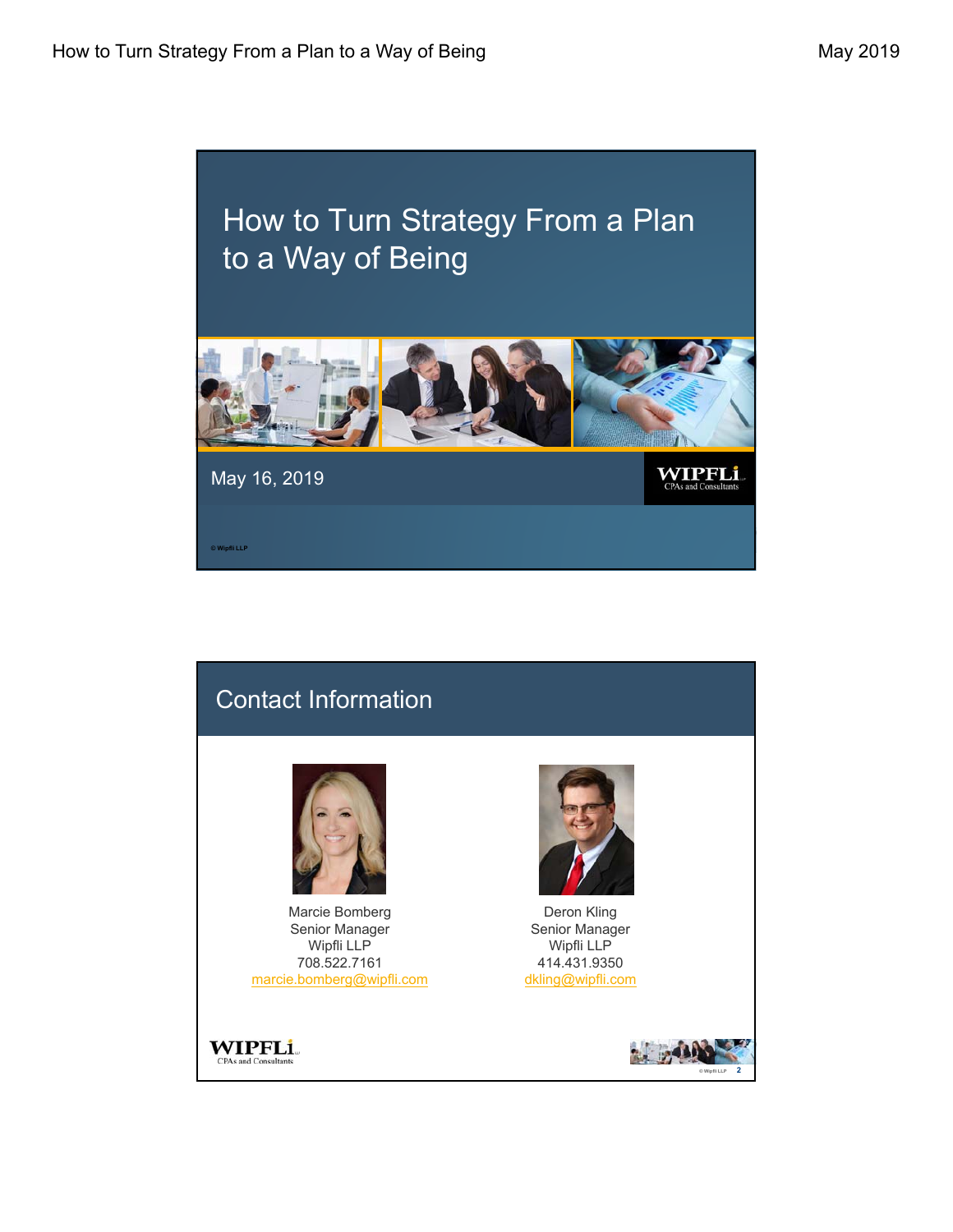# How to Turn Strategy From a Plan to a Way of Being

May 16, 2019

WIPFLi
CPAs and Consultants

© Wipfli LLP

## Contact Information

Marcie Bomberg
Senior Manager
Wipfli LLP
708.522.7161
marcie.bomberg@wipfli.com

Deron Kling
Senior Manager
Wipfli LLP
414.431.9350
dkling@wipfli.com

WIPFLi
CPAs and Consultants

© Wipfli LLP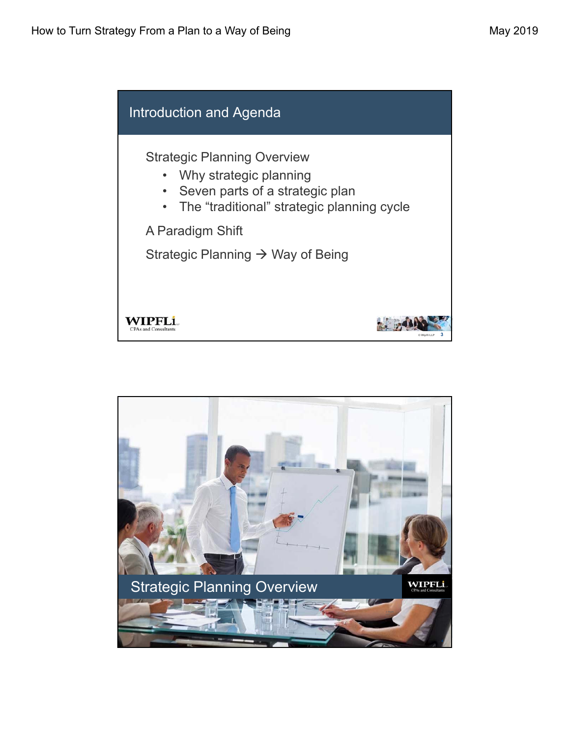## Introduction and Agenda

Strategic Planning Overview

- Why strategic planning
- Seven parts of a strategic plan
- The “traditional” strategic planning cycle

A Paradigm Shift

Strategic Planning → Way of Being

WIPFLi CPAs and Consultants

## Strategic Planning Overview

WIPFLi CPAs and Consultants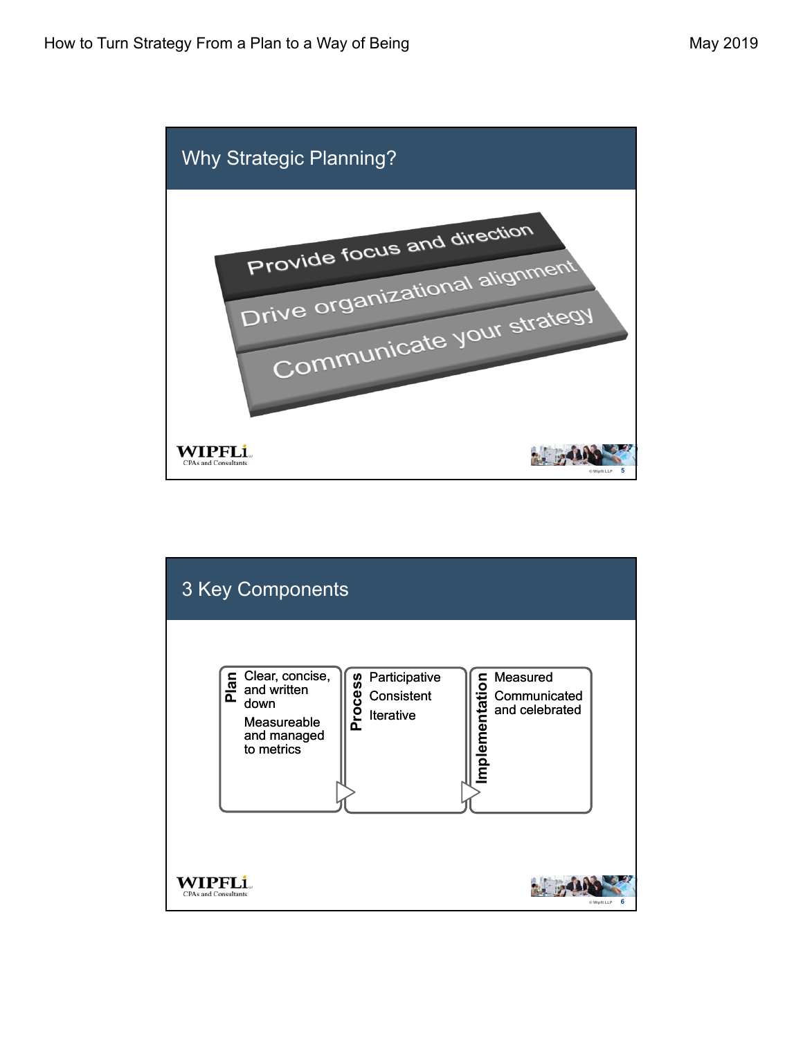## Why Strategic Planning?

- Provide focus and direction
- Drive organizational alignment
- Communicate your strategy

## 3 Key Components

**Plan**
- Clear, concise, and written down
- Measureable and managed to metrics

**Process**
- Participative
- Consistent
- Iterative

**Implementation**
- Measured
- Communicated and celebrated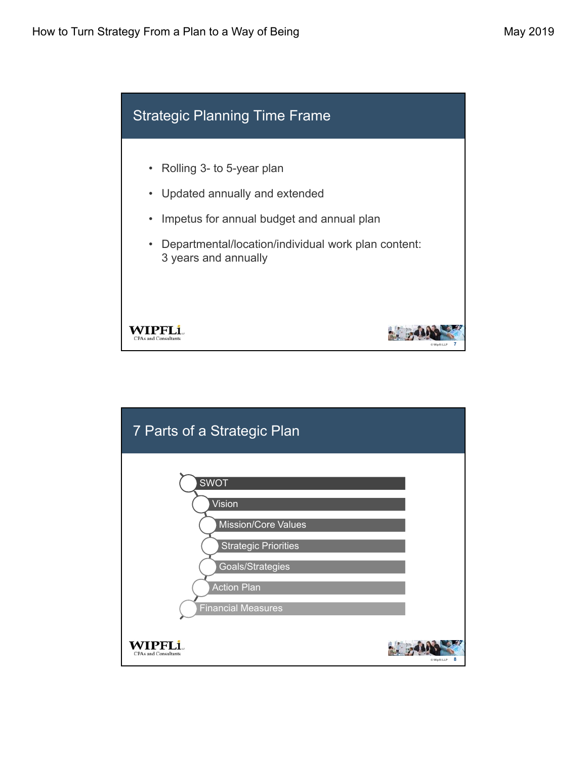## Strategic Planning Time Frame

- Rolling 3- to 5-year plan
- Updated annually and extended
- Impetus for annual budget and annual plan
- Departmental/location/individual work plan content: 3 years and annually

## 7 Parts of a Strategic Plan

1. SWOT
2. Vision
3. Mission/Core Values
4. Strategic Priorities
5. Goals/Strategies
6. Action Plan
7. Financial Measures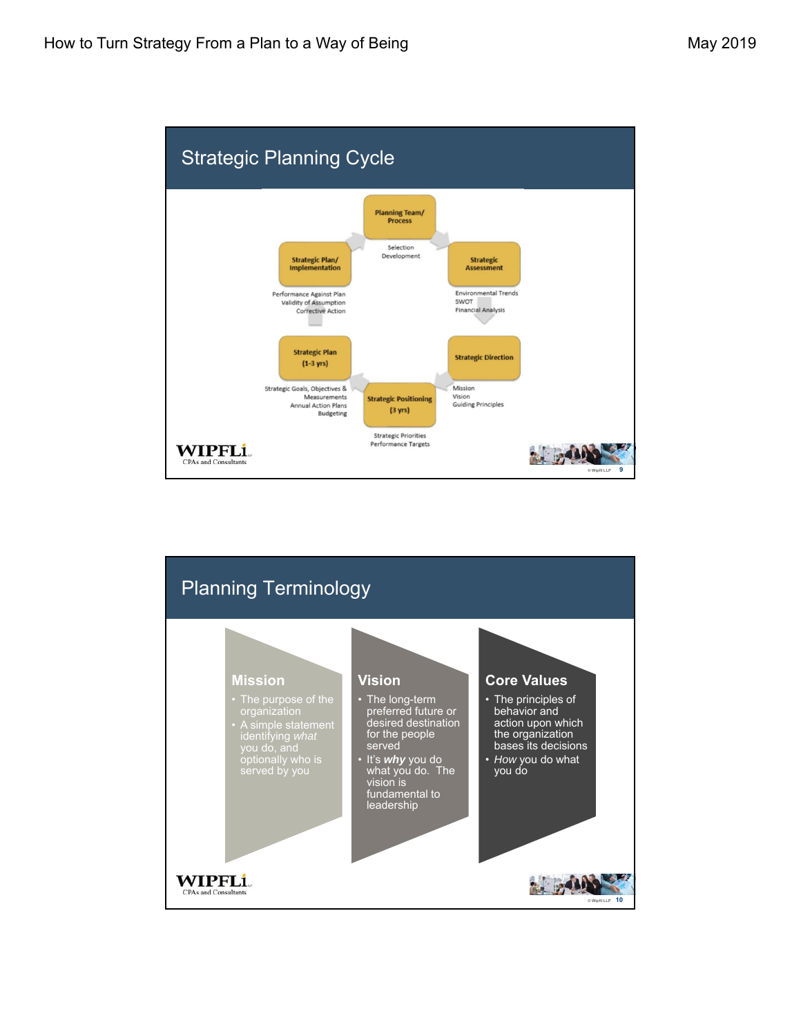## Strategic Planning Cycle

**Planning Team/ Process**
- Selection
- Development

**Strategic Assessment**
- Environmental Trends
- SWOT
- Financial Analysis

**Strategic Direction**
- Mission
- Vision
- Guiding Principles

**Strategic Positioning (3 yrs)**
- Strategic Priorities
- Performance Targets

**Strategic Plan (1-3 yrs)**
- Strategic Goals, Objectives & Measurements
- Annual Action Plans
- Budgeting

**Strategic Plan/ Implementation**
- Performance Against Plan
- Validity of Assumption
- Corrective Action

WIPFLi CPAs and Consultants

## Planning Terminology

### Mission
- The purpose of the organization
- A simple statement identifying *what* you do, and optionally who is served by you

### Vision
- The long-term preferred future or desired destination for the people served
- It's ***why*** you do what you do. The vision is fundamental to leadership

### Core Values
- The principles of behavior and action upon which the organization bases its decisions
- *How* you do what you do

WIPFLi CPAs and Consultants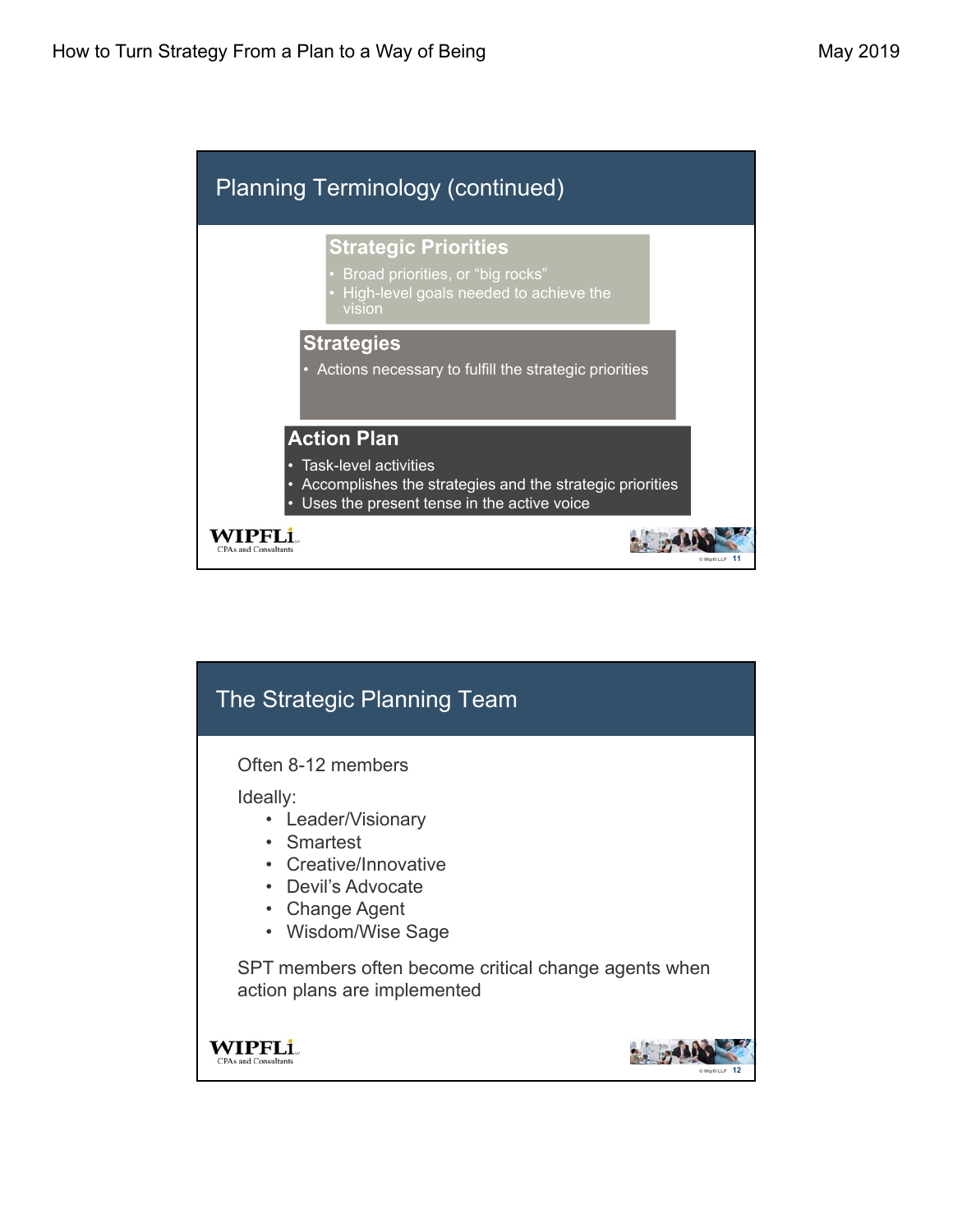## Planning Terminology (continued)

### Strategic Priorities

- Broad priorities, or "big rocks"
- High-level goals needed to achieve the vision

### Strategies

- Actions necessary to fulfill the strategic priorities

### Action Plan

- Task-level activities
- Accomplishes the strategies and the strategic priorities
- Uses the present tense in the active voice

WIPFLi CPAs and Consultants

© Wipfli LLP 11

## The Strategic Planning Team

Often 8-12 members

Ideally:

- Leader/Visionary
- Smartest
- Creative/Innovative
- Devil's Advocate
- Change Agent
- Wisdom/Wise Sage

SPT members often become critical change agents when action plans are implemented

WIPFLi CPAs and Consultants

© Wipfli LLP 12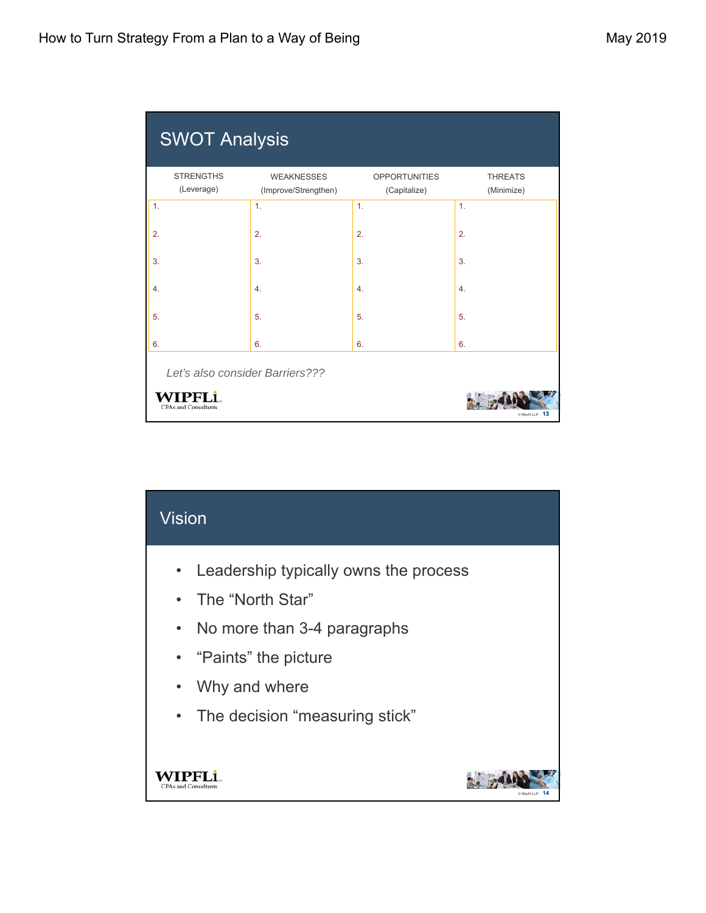## SWOT Analysis

| STRENGTHS (Leverage) | WEAKNESSES (Improve/Strengthen) | OPPORTUNITIES (Capitalize) | THREATS (Minimize) |
|---|---|---|---|
| 1. | 1. | 1. | 1. |
| 2. | 2. | 2. | 2. |
| 3. | 3. | 3. | 3. |
| 4. | 4. | 4. | 4. |
| 5. | 5. | 5. | 5. |
| 6. | 6. | 6. | 6. |

*Let's also consider Barriers???*

WIPFLi CPAs and Consultants

© Wipfli LLP

## Vision

- Leadership typically owns the process
- The "North Star"
- No more than 3-4 paragraphs
- "Paints" the picture
- Why and where
- The decision "measuring stick"

WIPFLi CPAs and Consultants

© Wipfli LLP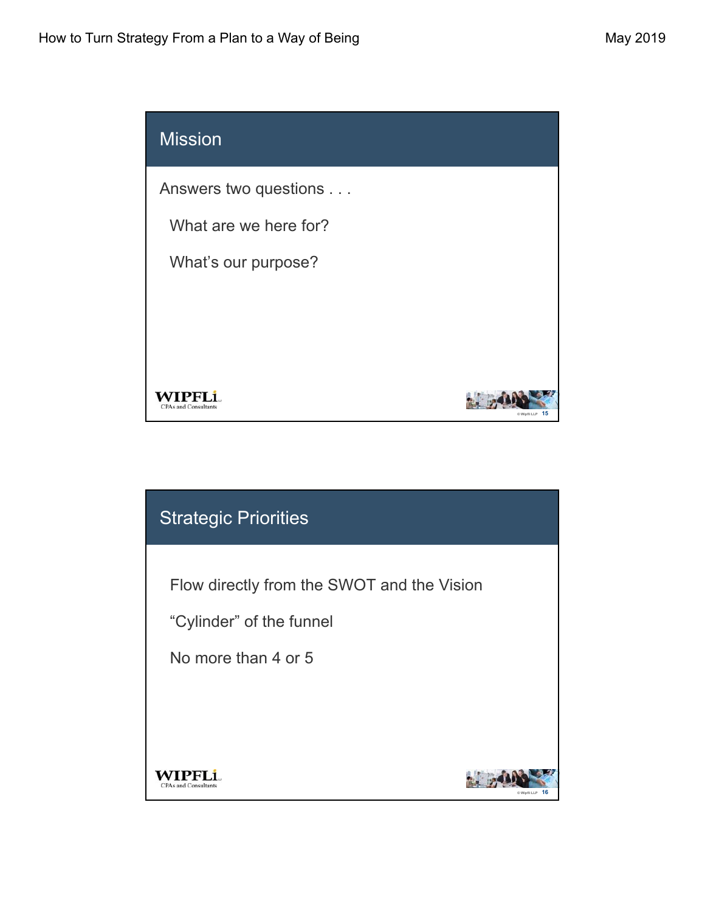## Mission

Answers two questions . . .

What are we here for?

What's our purpose?

## Strategic Priorities

Flow directly from the SWOT and the Vision

"Cylinder" of the funnel

No more than 4 or 5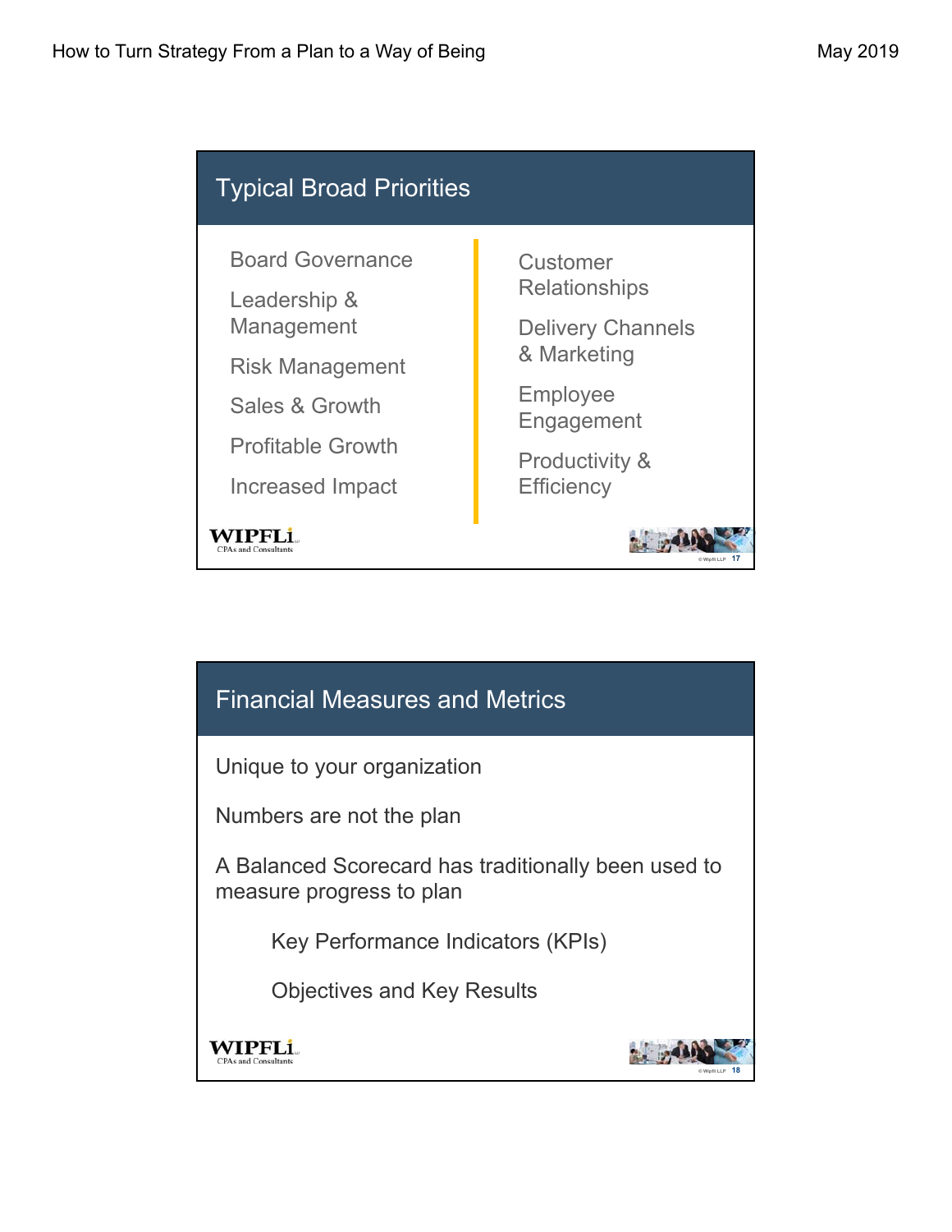## Typical Broad Priorities

- Board Governance
- Leadership & Management
- Risk Management
- Sales & Growth
- Profitable Growth
- Increased Impact
- Customer Relationships
- Delivery Channels & Marketing
- Employee Engagement
- Productivity & Efficiency

## Financial Measures and Metrics

Unique to your organization

Numbers are not the plan

A Balanced Scorecard has traditionally been used to measure progress to plan

- Key Performance Indicators (KPIs)
- Objectives and Key Results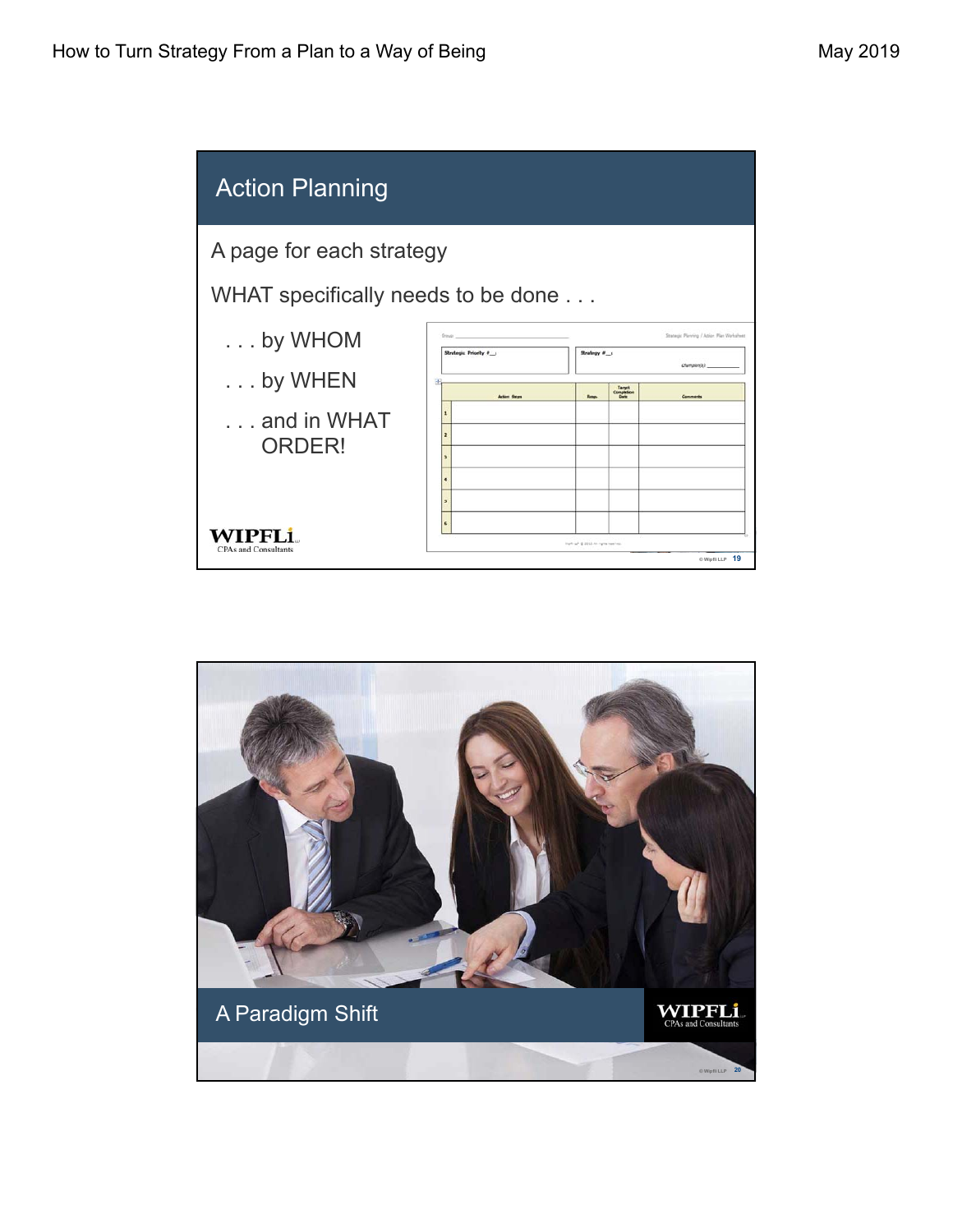## Action Planning

A page for each strategy

WHAT specifically needs to be done . . .

- . . . by WHOM
- . . . by WHEN
- . . . and in WHAT ORDER!

Group: ______ Strategic Planning / Action Plan Worksheet

| Strategic Priority #__: | Strategy #__: Champion(s) ______ |
|---|---|

| | Action Steps | Resp. | Target Completion Date | Comments |
|---|---|---|---|---|
| 1 | | | | |
| 2 | | | | |
| 3 | | | | |
| 4 | | | | |
| 5 | | | | |
| 6 | | | | |

WIPFLi CPAs and Consultants

## A Paradigm Shift

WIPFLi CPAs and Consultants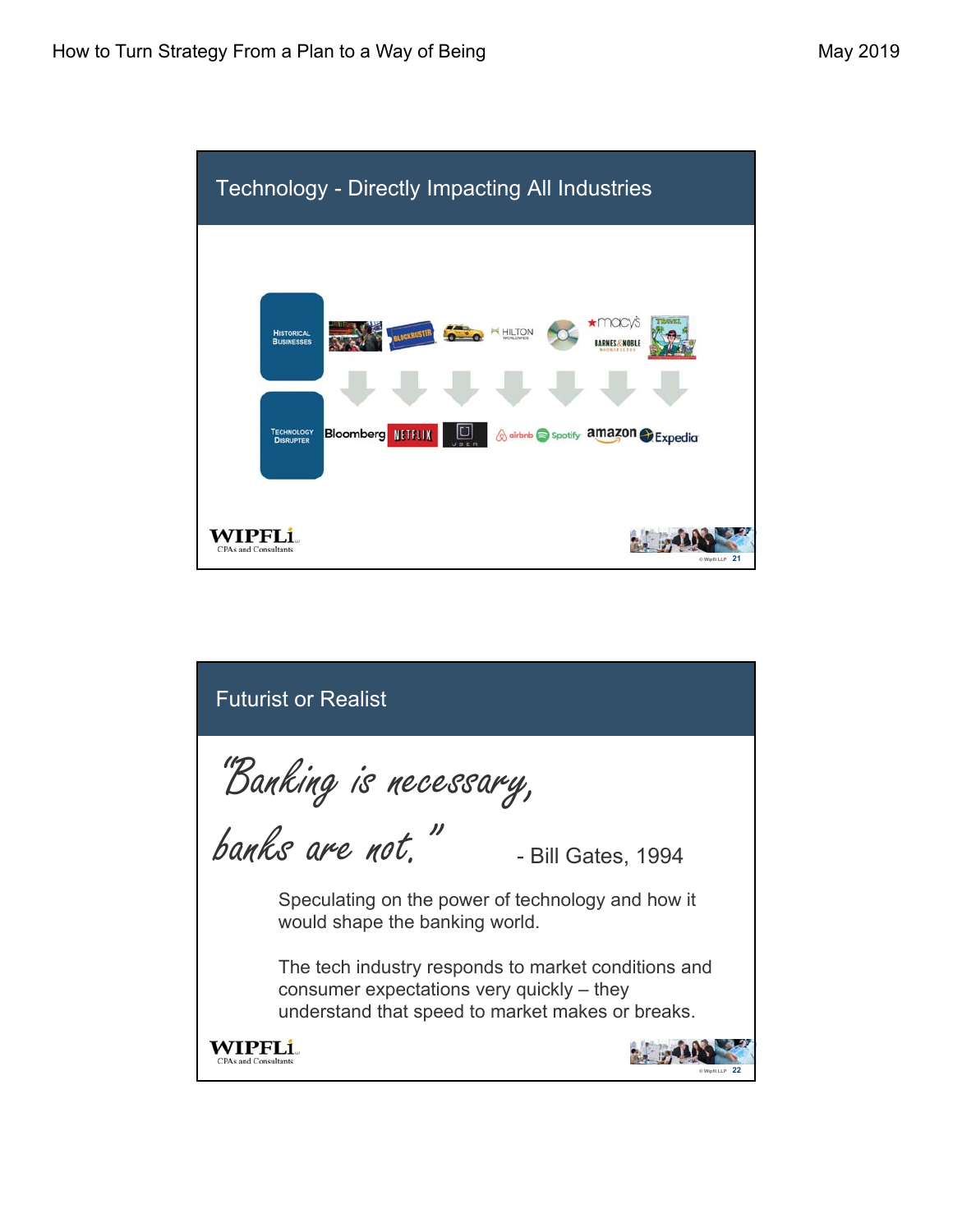## Technology - Directly Impacting All Industries

| Historical Businesses | | Blockbuster | | Hilton Worldwide | | Macy's / Barnes & Noble | Travel |
|---|---|---|---|---|---|---|---|
| **Technology Disrupter** | Bloomberg | Netflix | Uber | airbnb | Spotify | amazon | Expedia |

WIPFLi CPAs and Consultants

© Wipfli LLP 21

## Futurist or Realist

*"Banking is necessary, banks are not."* - Bill Gates, 1994

Speculating on the power of technology and how it would shape the banking world.

The tech industry responds to market conditions and consumer expectations very quickly – they understand that speed to market makes or breaks.

WIPFLi CPAs and Consultants

© Wipfli LLP 22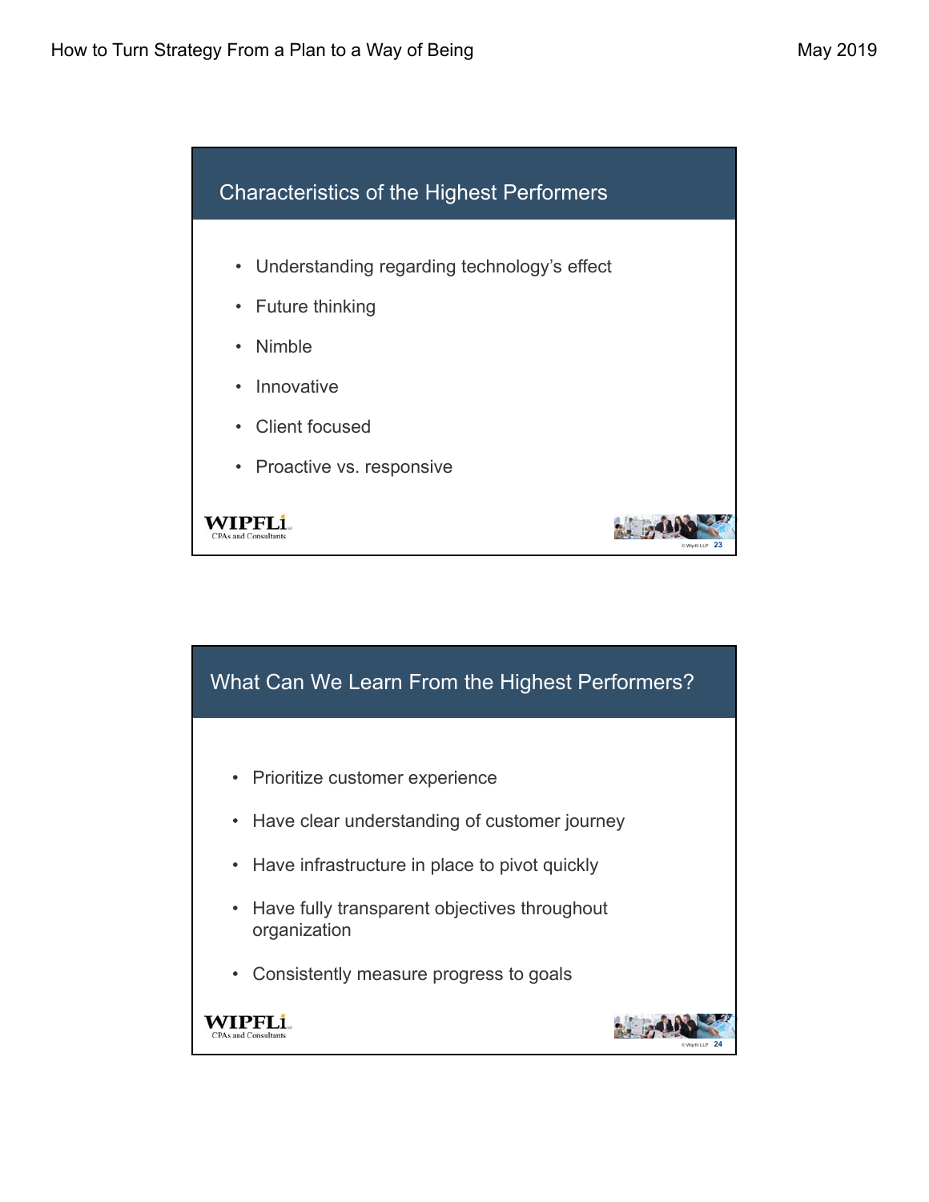## Characteristics of the Highest Performers

- Understanding regarding technology's effect
- Future thinking
- Nimble
- Innovative
- Client focused
- Proactive vs. responsive

WIPFLi
CPAs and Consultants

© Wipfli LLP 23

## What Can We Learn From the Highest Performers?

- Prioritize customer experience
- Have clear understanding of customer journey
- Have infrastructure in place to pivot quickly
- Have fully transparent objectives throughout organization
- Consistently measure progress to goals

WIPFLi
CPAs and Consultants

© Wipfli LLP 24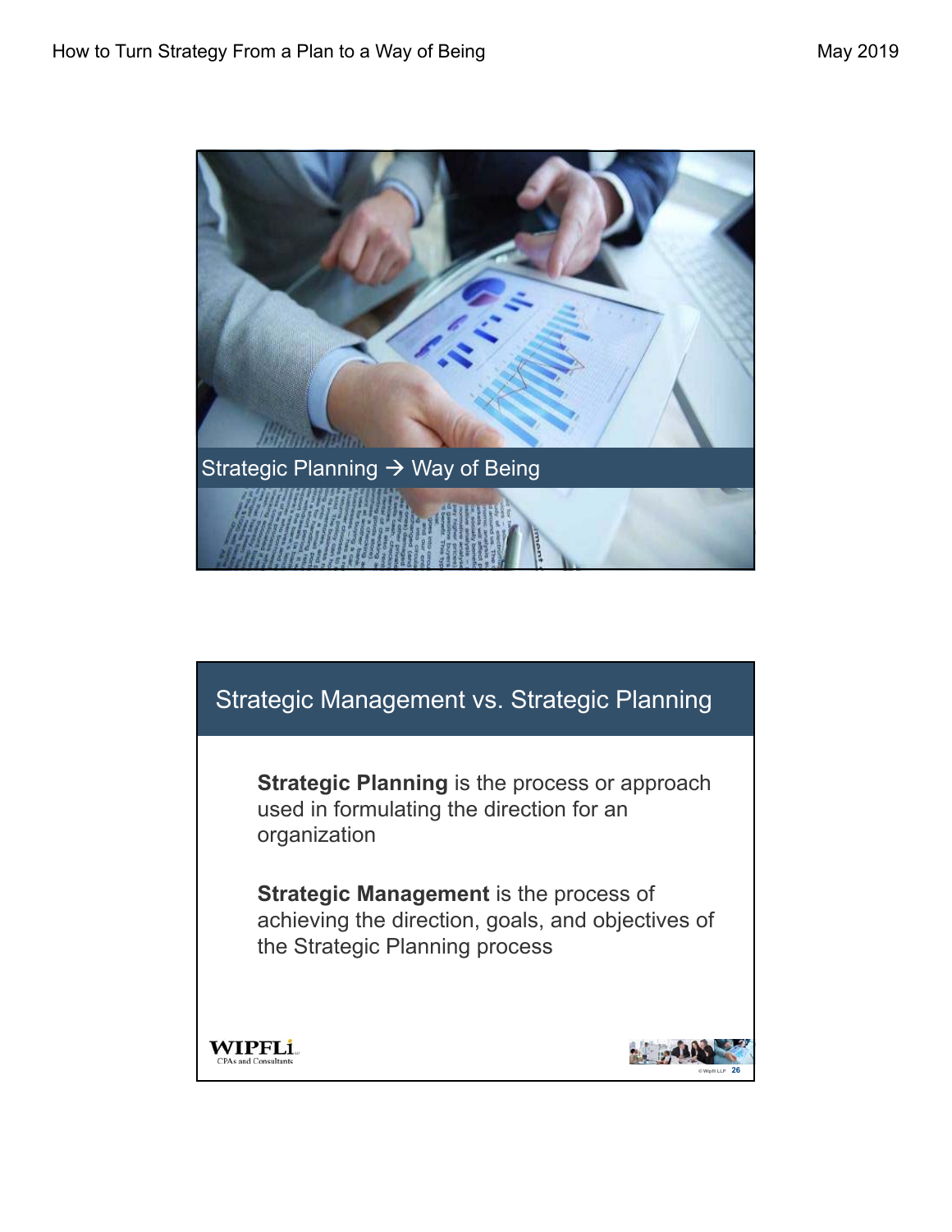Strategic Planning → Way of Being

## Strategic Management vs. Strategic Planning

**Strategic Planning** is the process or approach used in formulating the direction for an organization

**Strategic Management** is the process of achieving the direction, goals, and objectives of the Strategic Planning process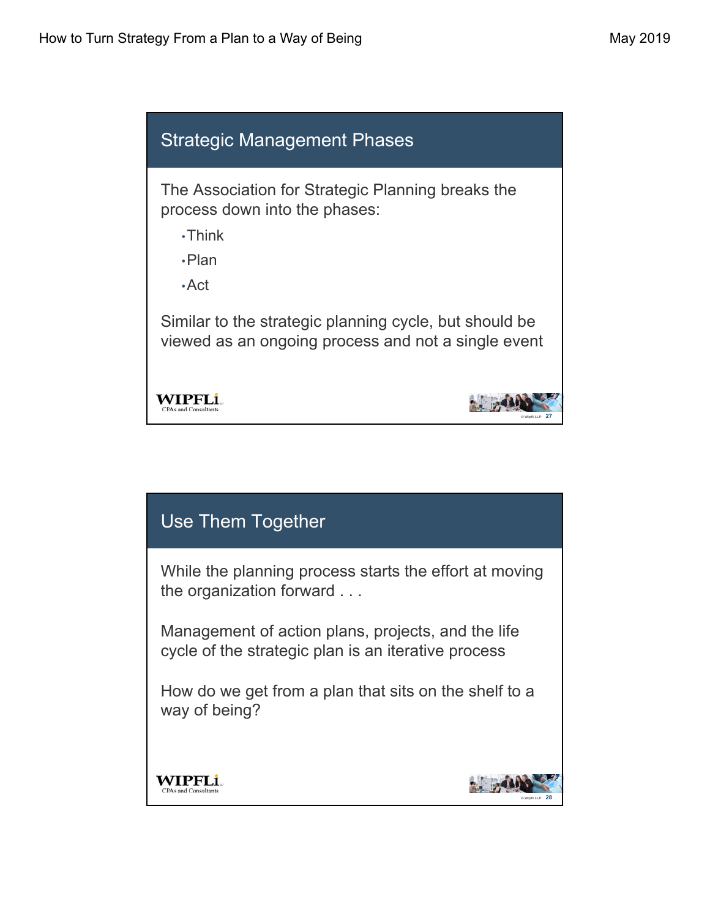## Strategic Management Phases

The Association for Strategic Planning breaks the process down into the phases:

- Think
- Plan
- Act

Similar to the strategic planning cycle, but should be viewed as an ongoing process and not a single event

## Use Them Together

While the planning process starts the effort at moving the organization forward . . .

Management of action plans, projects, and the life cycle of the strategic plan is an iterative process

How do we get from a plan that sits on the shelf to a way of being?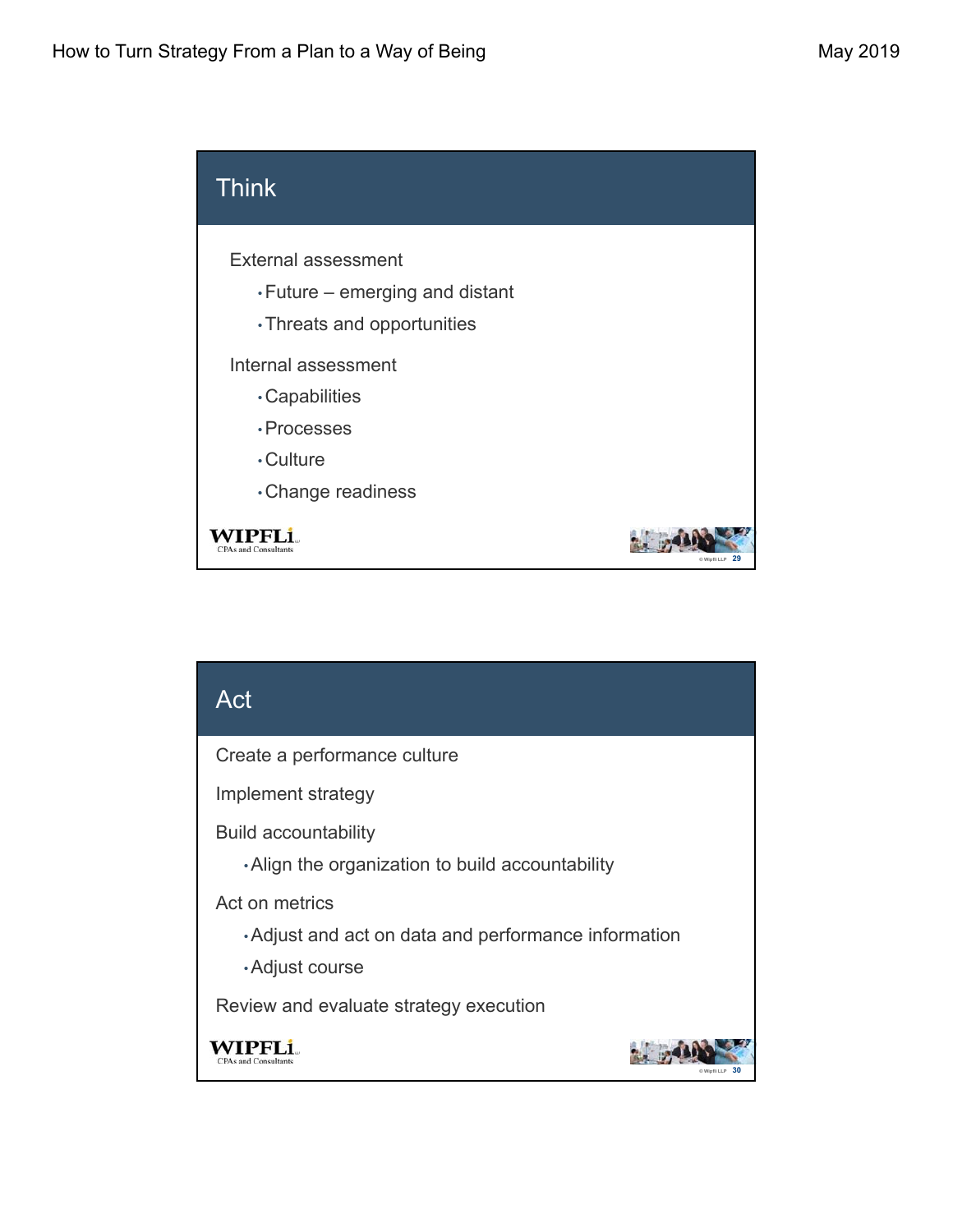## Think

External assessment

- Future – emerging and distant
- Threats and opportunities

Internal assessment

- Capabilities
- Processes
- Culture
- Change readiness

## Act

Create a performance culture

Implement strategy

Build accountability

- Align the organization to build accountability

Act on metrics

- Adjust and act on data and performance information
- Adjust course

Review and evaluate strategy execution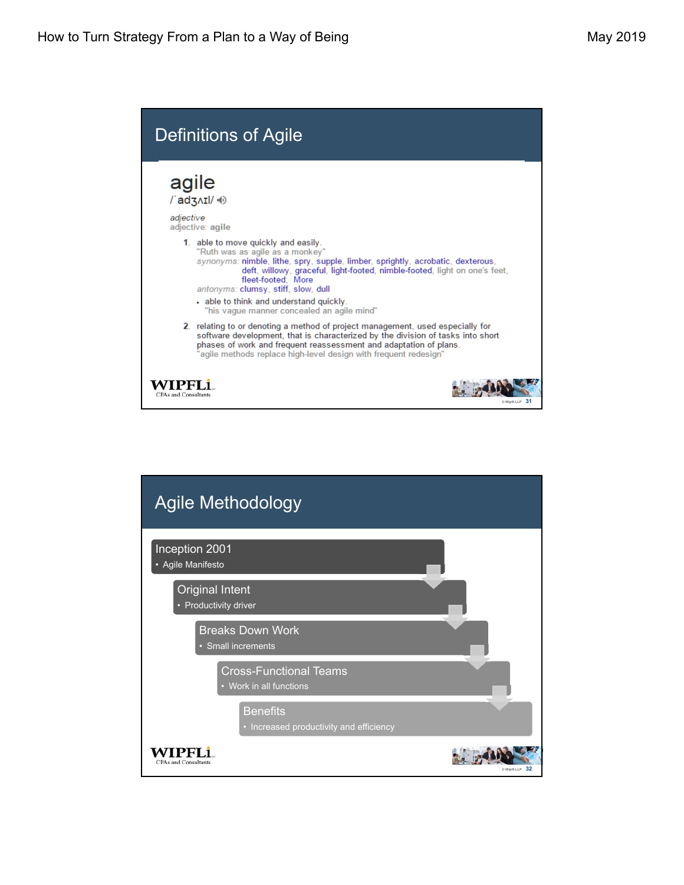## Definitions of Agile

**agile**
/ˈadʒʌɪl/

*adjective*
adjective: **agile**

1. able to move quickly and easily.
   "Ruth was as agile as a monkey"
   *synonyms:* nimble, lithe, spry, supple, limber, sprightly, acrobatic, dexterous, deft, willowy, graceful, light-footed, nimble-footed, light on one's feet, fleet-footed, More
   *antonyms:* clumsy, stiff, slow, dull
   - able to think and understand quickly.
     "his vague manner concealed an agile mind"
2. relating to or denoting a method of project management, used especially for software development, that is characterized by the division of tasks into short phases of work and frequent reassessment and adaptation of plans.
   "agile methods replace high-level design with frequent redesign"

WIPFLi CPAs and Consultants

## Agile Methodology

- **Inception 2001**
  - Agile Manifesto
- **Original Intent**
  - Productivity driver
- **Breaks Down Work**
  - Small increments
- **Cross-Functional Teams**
  - Work in all functions
- **Benefits**
  - Increased productivity and efficiency

WIPFLi CPAs and Consultants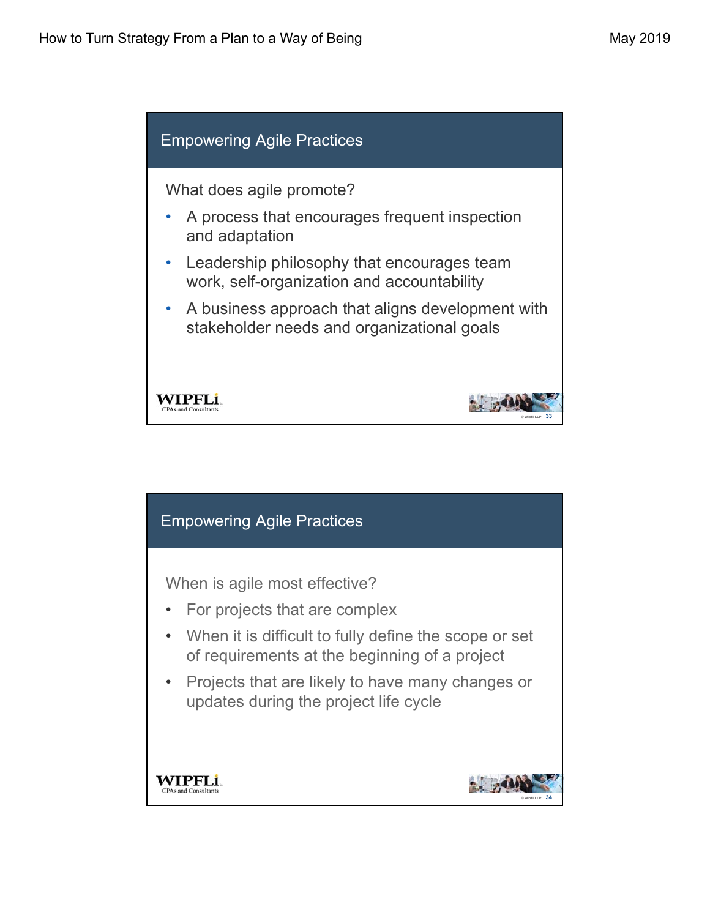## Empowering Agile Practices

What does agile promote?

- A process that encourages frequent inspection and adaptation
- Leadership philosophy that encourages team work, self-organization and accountability
- A business approach that aligns development with stakeholder needs and organizational goals

## Empowering Agile Practices

When is agile most effective?

- For projects that are complex
- When it is difficult to fully define the scope or set of requirements at the beginning of a project
- Projects that are likely to have many changes or updates during the project life cycle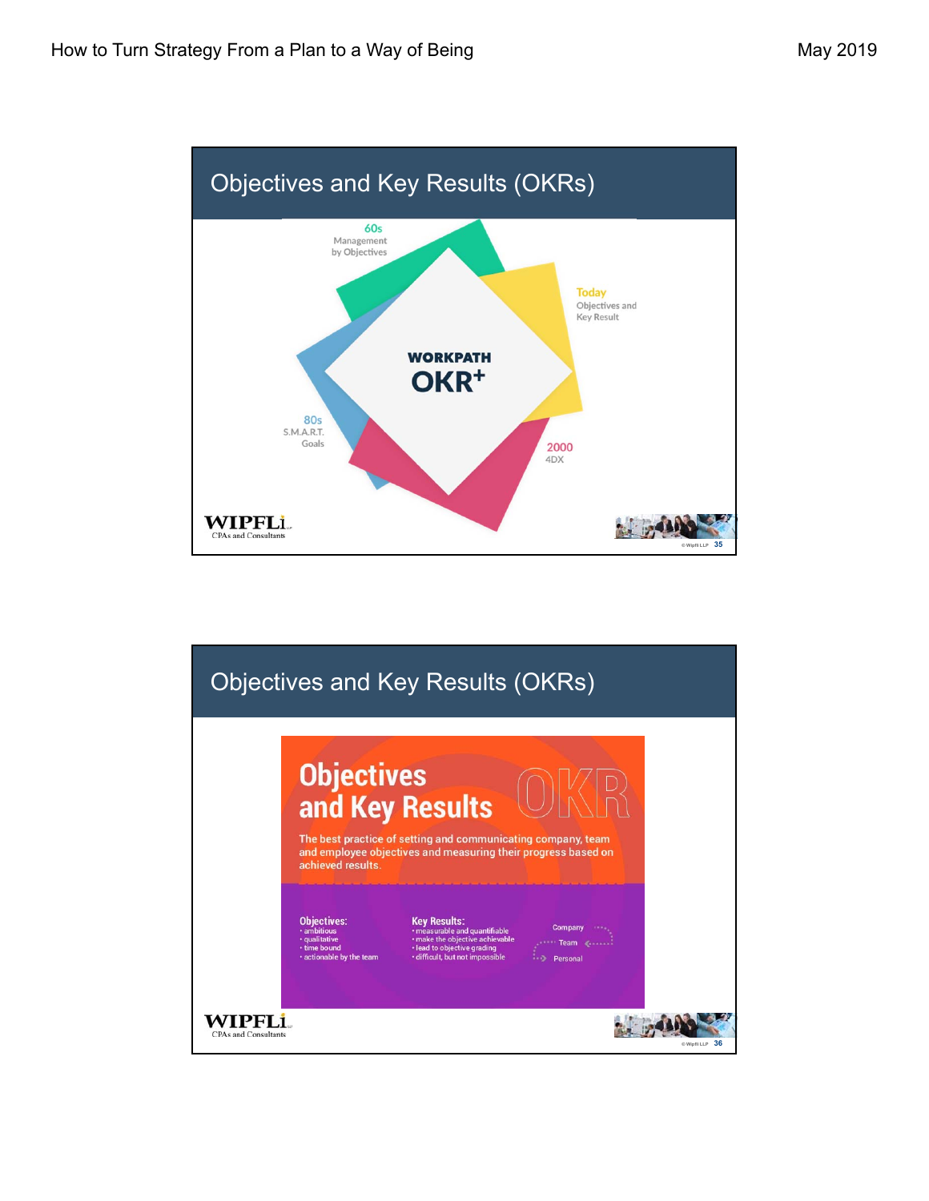## Objectives and Key Results (OKRs)

60s
Management by Objectives

Today
Objectives and Key Result

80s
S.M.A.R.T. Goals

2000
4DX

WORKPATH
OKR+

WIPFLi
CPAs and Consultants

## Objectives and Key Results (OKRs)

# Objectives and Key Results

OKR

The best practice of setting and communicating company, team and employee objectives and measuring their progress based on achieved results.

**Objectives:**
- ambitious
- qualitative
- time bound
- actionable by the team

**Key Results:**
- measurable and quantifiable
- make the objective achievable
- lead to objective grading
- difficult, but not impossible

Company
Team
Personal

WIPFLi
CPAs and Consultants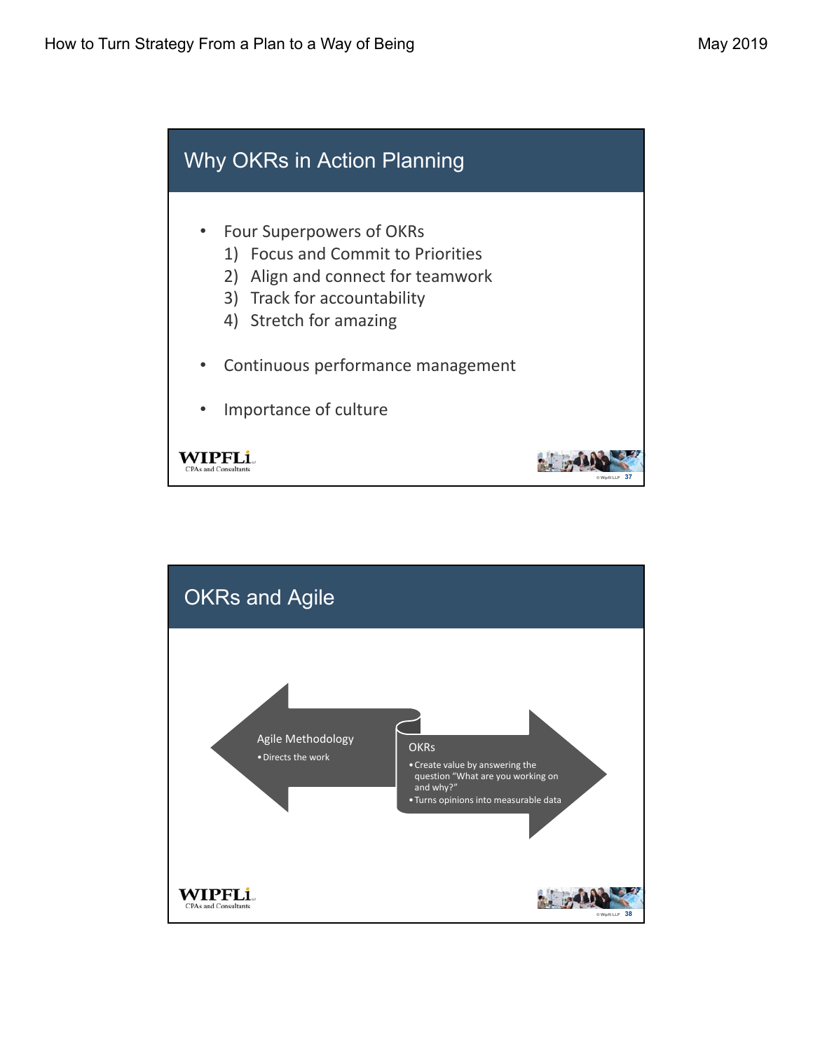## Why OKRs in Action Planning

- Four Superpowers of OKRs
  1) Focus and Commit to Priorities
  2) Align and connect for teamwork
  3) Track for accountability
  4) Stretch for amazing
- Continuous performance management
- Importance of culture

## OKRs and Agile

**Agile Methodology**
- Directs the work

**OKRs**
- Create value by answering the question "What are you working on and why?"
- Turns opinions into measurable data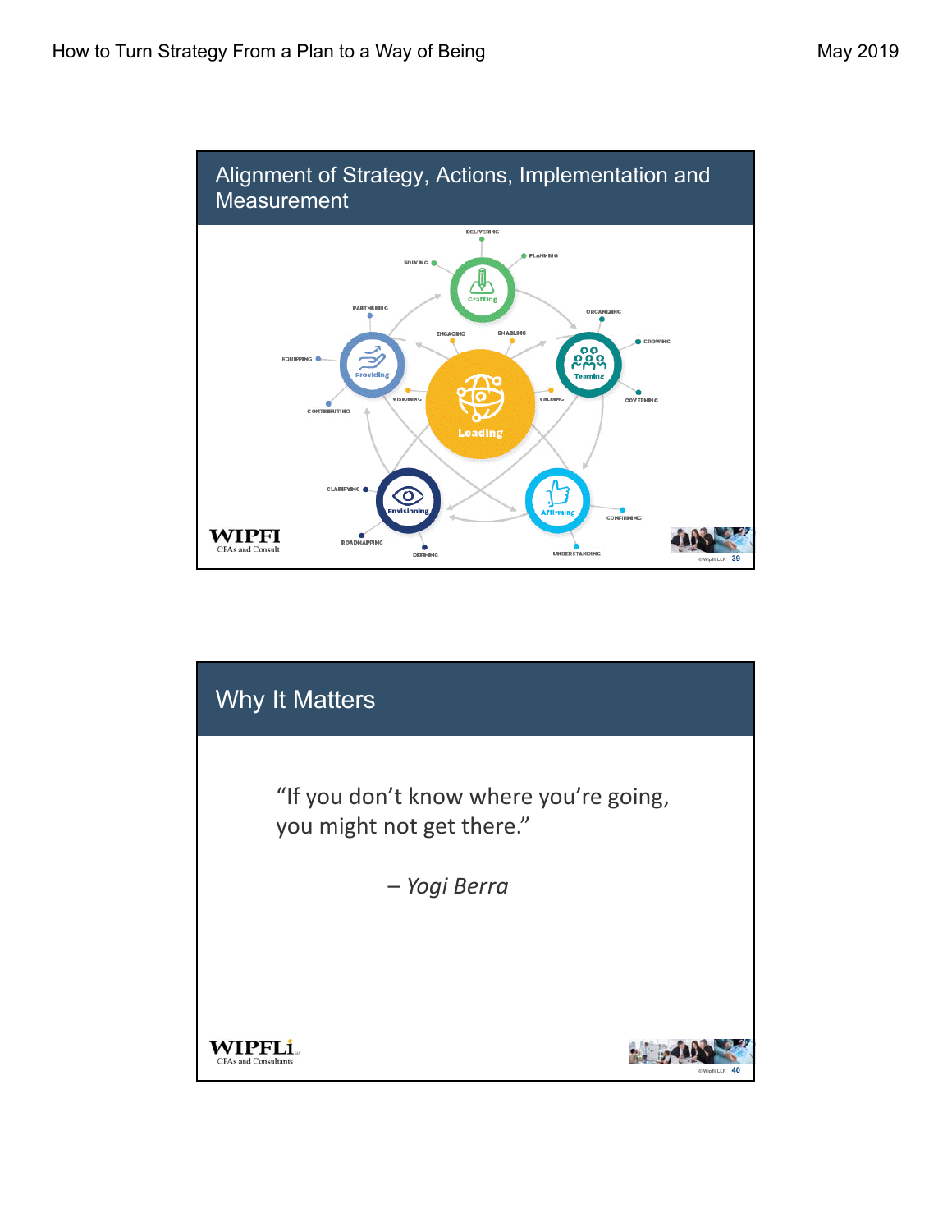## Alignment of Strategy, Actions, Implementation and Measurement

DELIVERING
PLANNING
SOLVING
Crafting
PARTNERING
ORGANIZING
ENGAGING
ENABLING
GROWING
EQUIPPING
Providing
Teaming
VISIONING
VALUING
CONTRIBUTING
GOVERNING
Leading
CLARIFYING
Envisioning
Affirming
CONFIRMING
ROADMAPPING
DEFINING
UNDERSTANDING

## Why It Matters

"If you don't know where you're going, you might not get there."

– *Yogi Berra*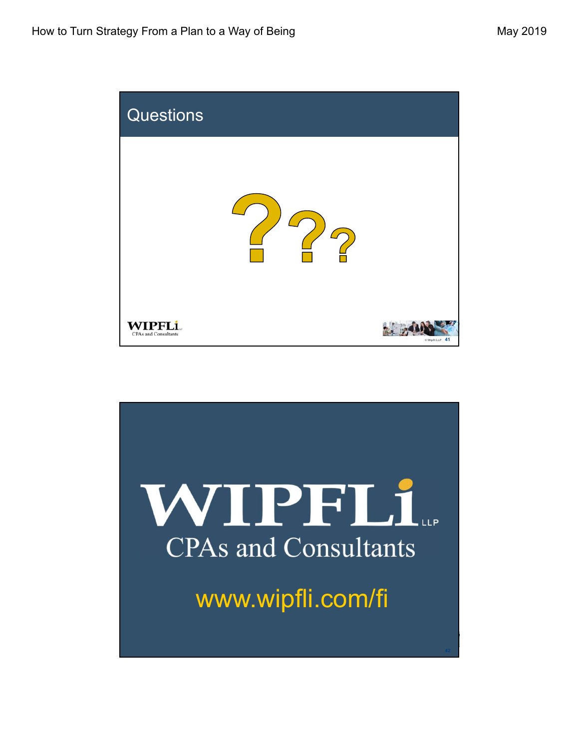## Questions

???

WIPFLi
CPAs and Consultants

© Wipfli LLP

---

WIPFLi LLP
CPAs and Consultants

www.wipfli.com/fi